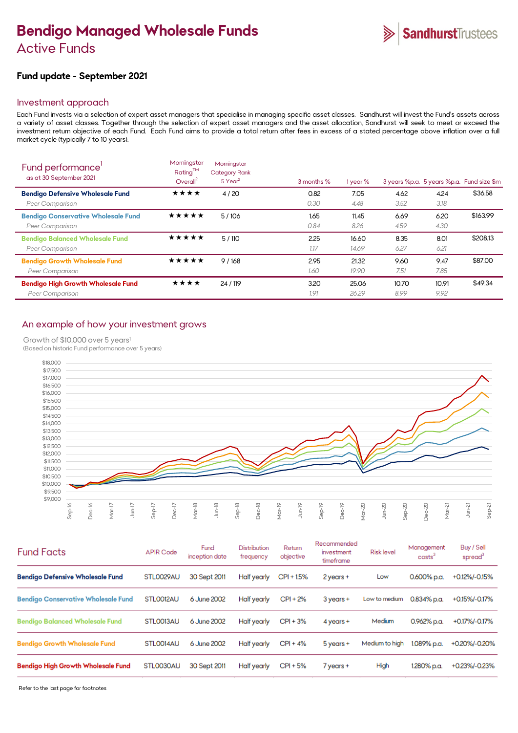# Bendigo Managed Wholesale Funds
## Active Funds

SandhurstTrustees

### Fund update - September 2021

## Investment approach

Each Fund invests via a selection of expert asset managers that specialise in managing specific asset classes. Sandhurst will invest the Fund's assets across a variety of asset classes. Together through the selection of expert asset managers and the asset allocation, Sandhurst will seek to meet or exceed the investment return objective of each Fund. Each Fund aims to provide a total return after fees in excess of a stated percentage above inflation over a full market cycle (typically 7 to 10 years).

| Fund performance[1] as at 30 September 2021 | Morningstar Rating™ Overall[2] | Morningstar Category Rank 5 Year[2] | 3 months % | 1 year % | 3 years %p.a. | 5 years %p.a. | Fund size $m |
|---|---|---|---|---|---|---|---|
| **Bendigo Defensive Wholesale Fund** | ★★★★ | 4 / 20 | 0.82 | 7.05 | 4.62 | 4.24 | $36.58 |
| *Peer Comparison* | | | *0.30* | *4.48* | *3.52* | *3.18* | |
| **Bendigo Conservative Wholesale Fund** | ★★★★★ | 5 / 106 | 1.65 | 11.45 | 6.69 | 6.20 | $163.99 |
| *Peer Comparison* | | | *0.84* | *8.26* | *4.59* | *4.30* | |
| **Bendigo Balanced Wholesale Fund** | ★★★★★ | 5 / 110 | 2.25 | 16.60 | 8.35 | 8.01 | $208.13 |
| *Peer Comparison* | | | *1.17* | *14.69* | *6.27* | *6.21* | |
| **Bendigo Growth Wholesale Fund** | ★★★★★ | 9 / 168 | 2.95 | 21.32 | 9.60 | 9.47 | $87.00 |
| *Peer Comparison* | | | *1.60* | *19.90* | *7.51* | *7.85* | |
| **Bendigo High Growth Wholesale Fund** | ★★★★ | 24 / 119 | 3.20 | 25.06 | 10.70 | 10.91 | $49.34 |
| *Peer Comparison* | | | *1.91* | *26.29* | *8.99* | *9.92* | |

## An example of how your investment grows

Growth of $10,000 over 5 years[1]
(Based on historic Fund performance over 5 years)

| Fund Facts | APIR Code | Fund inception date | Distribution frequency | Return objective | Recommended investment timeframe | Risk level | Management costs[3] | Buy / Sell spread[3] |
|---|---|---|---|---|---|---|---|---|
| **Bendigo Defensive Wholesale Fund** | STL0029AU | 30 Sept 2011 | Half yearly | CPI + 1.5% | 2 years + | Low | 0.600% p.a. | +0.12%/-0.15% |
| **Bendigo Conservative Wholesale Fund** | STL0012AU | 6 June 2002 | Half yearly | CPI + 2% | 3 years + | Low to medium | 0.834% p.a. | +0.15%/-0.17% |
| **Bendigo Balanced Wholesale Fund** | STL0013AU | 6 June 2002 | Half yearly | CPI + 3% | 4 years + | Medium | 0.962% p.a. | +0.17%/-0.17% |
| **Bendigo Growth Wholesale Fund** | STL0014AU | 6 June 2002 | Half yearly | CPI + 4% | 5 years + | Medium to high | 1.089% p.a. | +0.20%/-0.20% |
| **Bendigo High Growth Wholesale Fund** | STL0030AU | 30 Sept 2011 | Half yearly | CPI + 5% | 7 years + | High | 1.280% p.a. | +0.23%/-0.23% |

Refer to the last page for footnotes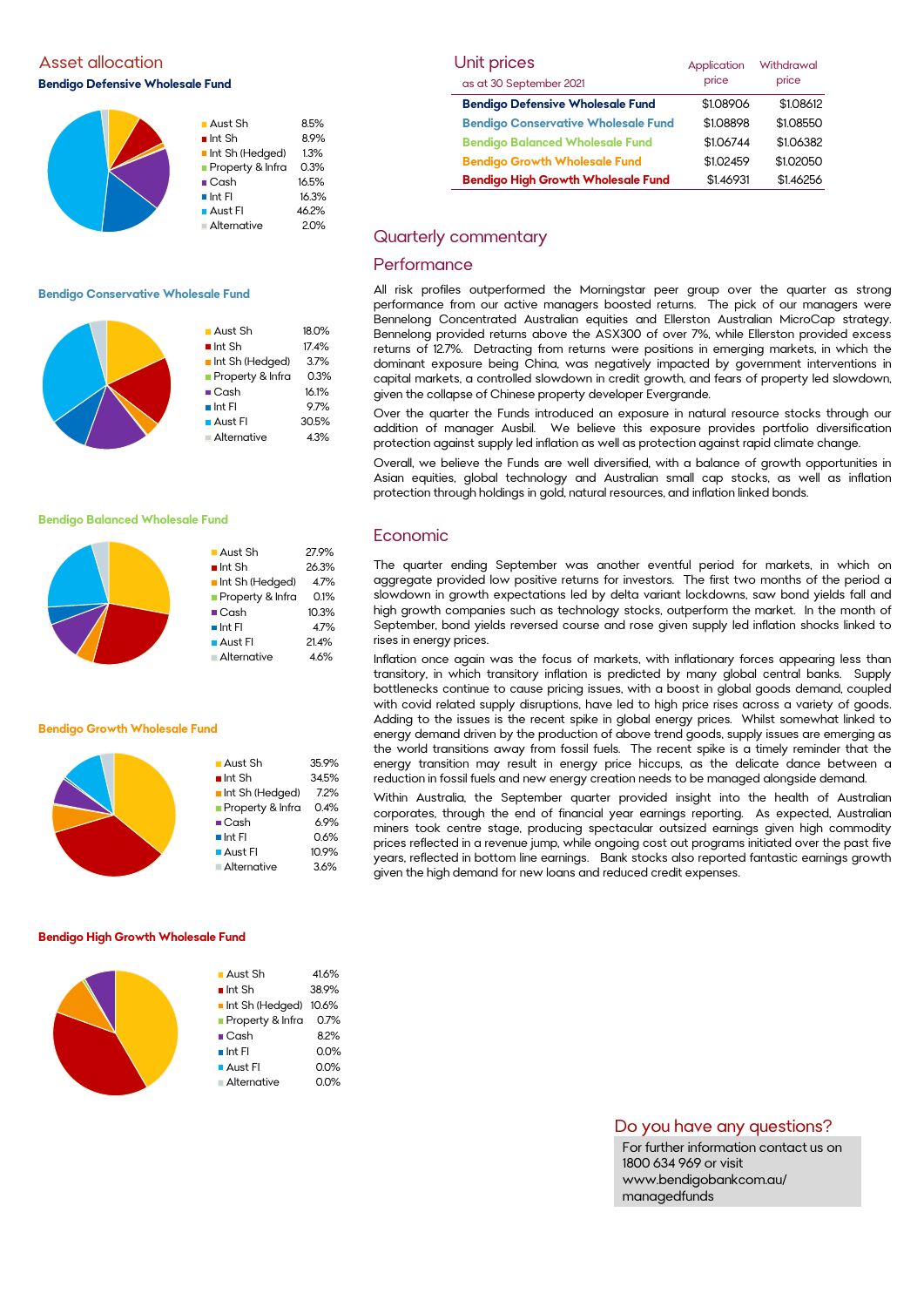## Asset allocation

### Bendigo Defensive Wholesale Fund

| Asset | Allocation |
|---|---|
| Aust Sh | 8.5% |
| Int Sh | 8.9% |
| Int Sh (Hedged) | 1.3% |
| Property & Infra | 0.3% |
| Cash | 16.5% |
| Int FI | 16.3% |
| Aust FI | 46.2% |
| Alternative | 2.0% |

### Bendigo Conservative Wholesale Fund

| Asset | Allocation |
|---|---|
| Aust Sh | 18.0% |
| Int Sh | 17.4% |
| Int Sh (Hedged) | 3.7% |
| Property & Infra | 0.3% |
| Cash | 16.1% |
| Int FI | 9.7% |
| Aust FI | 30.5% |
| Alternative | 4.3% |

### Bendigo Balanced Wholesale Fund

| Asset | Allocation |
|---|---|
| Aust Sh | 27.9% |
| Int Sh | 26.3% |
| Int Sh (Hedged) | 4.7% |
| Property & Infra | 0.1% |
| Cash | 10.3% |
| Int FI | 4.7% |
| Aust FI | 21.4% |
| Alternative | 4.6% |

### Bendigo Growth Wholesale Fund

| Asset | Allocation |
|---|---|
| Aust Sh | 35.9% |
| Int Sh | 34.5% |
| Int Sh (Hedged) | 7.2% |
| Property & Infra | 0.4% |
| Cash | 6.9% |
| Int FI | 0.6% |
| Aust FI | 10.9% |
| Alternative | 3.6% |

### Bendigo High Growth Wholesale Fund

| Asset | Allocation |
|---|---|
| Aust Sh | 41.6% |
| Int Sh | 38.9% |
| Int Sh (Hedged) | 10.6% |
| Property & Infra | 0.7% |
| Cash | 8.2% |
| Int FI | 0.0% |
| Aust FI | 0.0% |
| Alternative | 0.0% |

## Unit prices

as at 30 September 2021

| | Application price | Withdrawal price |
|---|---|---|
| **Bendigo Defensive Wholesale Fund** | $1.08906 | $1.08612 |
| **Bendigo Conservative Wholesale Fund** | $1.08898 | $1.08550 |
| **Bendigo Balanced Wholesale Fund** | $1.06744 | $1.06382 |
| **Bendigo Growth Wholesale Fund** | $1.02459 | $1.02050 |
| **Bendigo High Growth Wholesale Fund** | $1.46931 | $1.46256 |

## Quarterly commentary

### Performance

All risk profiles outperformed the Morningstar peer group over the quarter as strong performance from our active managers boosted returns. The pick of our managers were Bennelong Concentrated Australian equities and Ellerston Australian MicroCap strategy. Bennelong provided returns above the ASX300 of over 7%, while Ellerston provided excess returns of 12.7%. Detracting from returns were positions in emerging markets, in which the dominant exposure being China, was negatively impacted by government interventions in capital markets, a controlled slowdown in credit growth, and fears of property led slowdown, given the collapse of Chinese property developer Evergrande.

Over the quarter the Funds introduced an exposure in natural resource stocks through our addition of manager Ausbil. We believe this exposure provides portfolio diversification protection against supply led inflation as well as protection against rapid climate change.

Overall, we believe the Funds are well diversified, with a balance of growth opportunities in Asian equities, global technology and Australian small cap stocks, as well as inflation protection through holdings in gold, natural resources, and inflation linked bonds.

### Economic

The quarter ending September was another eventful period for markets, in which on aggregate provided low positive returns for investors. The first two months of the period a slowdown in growth expectations led by delta variant lockdowns, saw bond yields fall and high growth companies such as technology stocks, outperform the market. In the month of September, bond yields reversed course and rose given supply led inflation shocks linked to rises in energy prices.

Inflation once again was the focus of markets, with inflationary forces appearing less than transitory, in which transitory inflation is predicted by many global central banks. Supply bottlenecks continue to cause pricing issues, with a boost in global goods demand, coupled with covid related supply disruptions, have led to high price rises across a variety of goods. Adding to the issues is the recent spike in global energy prices. Whilst somewhat linked to energy demand driven by the production of above trend goods, supply issues are emerging as the world transitions away from fossil fuels. The recent spike is a timely reminder that the energy transition may result in energy price hiccups, as the delicate dance between a reduction in fossil fuels and new energy creation needs to be managed alongside demand.

Within Australia, the September quarter provided insight into the health of Australian corporates, through the end of financial year earnings reporting. As expected, Australian miners took centre stage, producing spectacular outsized earnings given high commodity prices reflected in a revenue jump, while ongoing cost out programs initiated over the past five years, reflected in bottom line earnings. Bank stocks also reported fantastic earnings growth given the high demand for new loans and reduced credit expenses.

## Do you have any questions?

For further information contact us on 1800 634 969 or visit www.bendigobankcom.au/managedfunds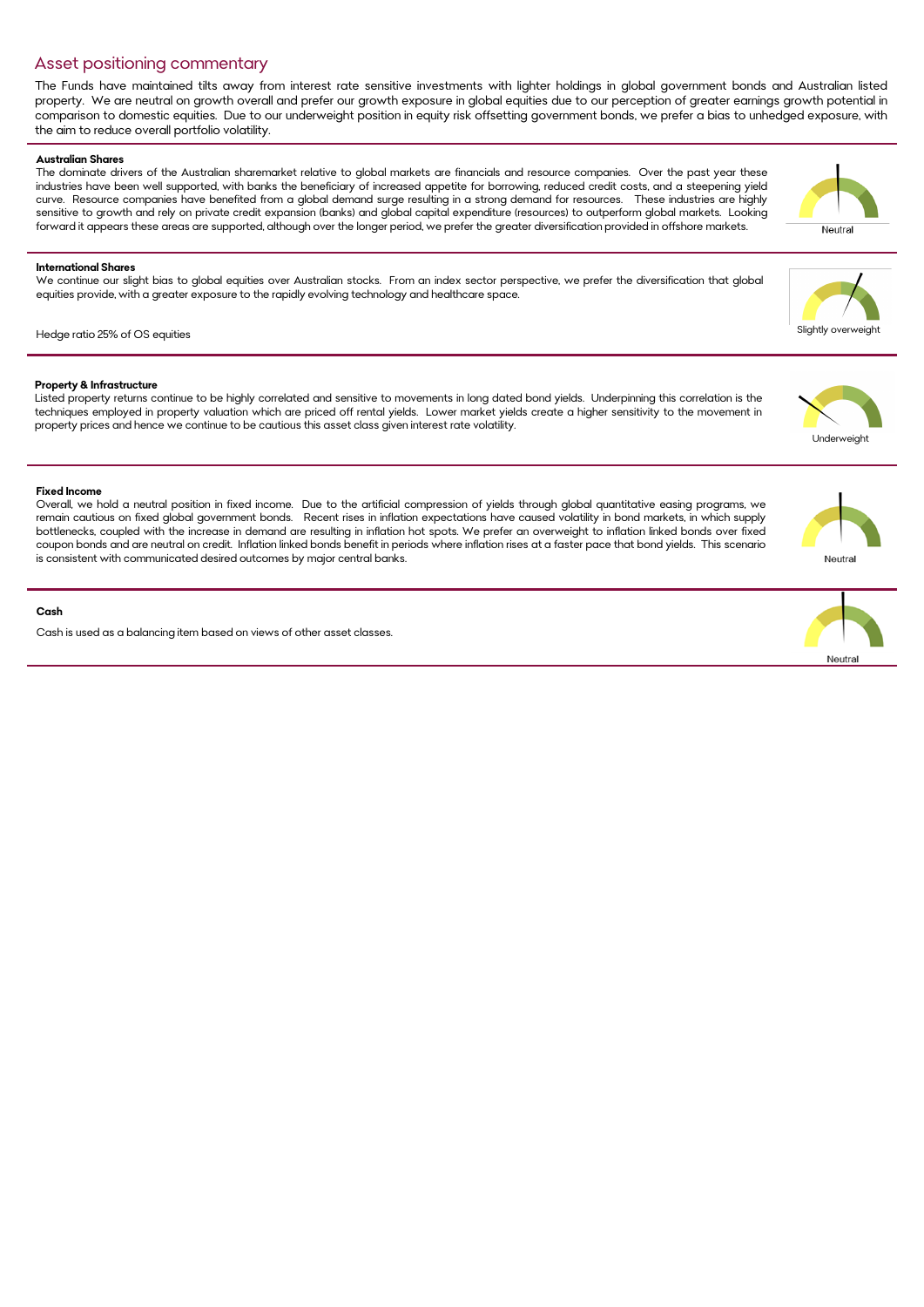## Asset positioning commentary

The Funds have maintained tilts away from interest rate sensitive investments with lighter holdings in global government bonds and Australian listed property. We are neutral on growth overall and prefer our growth exposure in global equities due to our perception of greater earnings growth potential in comparison to domestic equities. Due to our underweight position in equity risk offsetting government bonds, we prefer a bias to unhedged exposure, with the aim to reduce overall portfolio volatility.

### Australian Shares

The dominate drivers of the Australian sharemarket relative to global markets are financials and resource companies. Over the past year these industries have been well supported, with banks the beneficiary of increased appetite for borrowing, reduced credit costs, and a steepening yield curve. Resource companies have benefited from a global demand surge resulting in a strong demand for resources. These industries are highly sensitive to growth and rely on private credit expansion (banks) and global capital expenditure (resources) to outperform global markets. Looking forward it appears these areas are supported, although over the longer period, we prefer the greater diversification provided in offshore markets.

Neutral

### International Shares

We continue our slight bias to global equities over Australian stocks. From an index sector perspective, we prefer the diversification that global equities provide, with a greater exposure to the rapidly evolving technology and healthcare space.

Hedge ratio 25% of OS equities

Slightly overweight

### Property & Infrastructure

Listed property returns continue to be highly correlated and sensitive to movements in long dated bond yields. Underpinning this correlation is the techniques employed in property valuation which are priced off rental yields. Lower market yields create a higher sensitivity to the movement in property prices and hence we continue to be cautious this asset class given interest rate volatility.

Underweight

### Fixed Income

Overall, we hold a neutral position in fixed income. Due to the artificial compression of yields through global quantitative easing programs, we remain cautious on fixed global government bonds. Recent rises in inflation expectations have caused volatility in bond markets, in which supply bottlenecks, coupled with the increase in demand are resulting in inflation hot spots. We prefer an overweight to inflation linked bonds over fixed coupon bonds and are neutral on credit. Inflation linked bonds benefit in periods where inflation rises at a faster pace that bond yields. This scenario is consistent with communicated desired outcomes by major central banks.

Neutral

### Cash

Cash is used as a balancing item based on views of other asset classes.

Neutral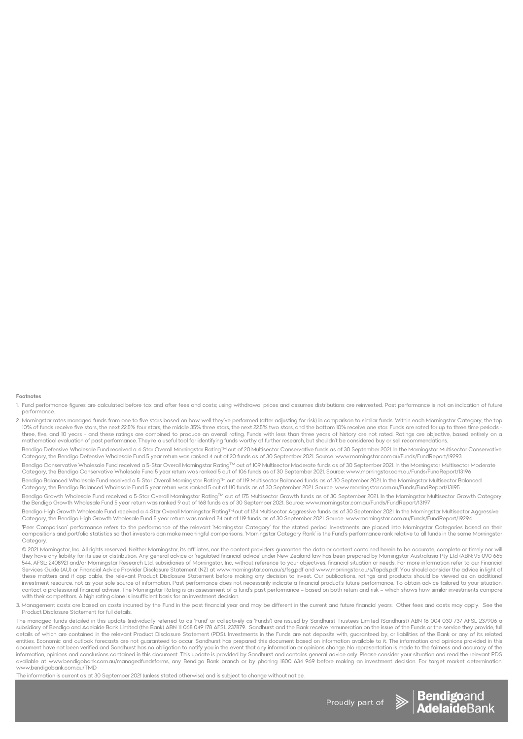**Footnotes**

1. Fund performance figures are calculated before tax and after fees and costs; using withdrawal prices and assumes distributions are reinvested. Past performance is not an indication of future performance.

2. Morningstar rates managed funds from one to five stars based on how well they've performed (after adjusting for risk) in comparison to similar funds. Within each Morningstar Category, the top 10% of funds receive five stars, the next 22.5% four stars, the middle 35% three stars, the next 22.5% two stars, and the bottom 10% receive one star. Funds are rated for up to three time periods - three, five, and 10 years - and these ratings are combined to produce an overall rating. Funds with less than three years of history are not rated. Ratings are objective, based entirely on a mathematical evaluation of past performance. They're a useful tool for identifying funds worthy of further research, but shouldn't be considered buy or sell recommendations.

   Bendigo Defensive Wholesale Fund received a 4-Star Overall Morningstar Rating™ out of 20 Multisector Conservative funds as of 30 September 2021. In the Morningstar Multisector Conservative Category, the Bendigo Defensive Wholesale Fund 5 year return was ranked 4 out of 20 funds as of 30 September 2021. Source: www.morningstar.com.au/Funds/FundReport/19293

   Bendigo Conservative Wholesale Fund received a 5-Star Overall Morningstar Rating™ out of 109 Multisector Moderate funds as of 30 September 2021. In the Morningstar Multisector Moderate Category, the Bendigo Conservative Wholesale Fund 5 year return was ranked 5 out of 106 funds as of 30 September 2021. Source: www.morningstar.com.au/Funds/FundReport/13196

   Bendigo Balanced Wholesale Fund received a 5-Star Overall Morningstar Rating™ out of 119 Multisector Balanced funds as of 30 September 2021. In the Morningstar Multisector Balanced Category, the Bendigo Balanced Wholesale Fund 5 year return was ranked 5 out of 110 funds as of 30 September 2021. Source: www.morningstar.com.au/Funds/FundReport/13195

   Bendigo Growth Wholesale Fund received a 5-Star Overall Morningstar Rating™ out of 175 Multisector Growth funds as of 30 September 2021. In the Morningstar Multisector Growth Category, the Bendigo Growth Wholesale Fund 5 year return was ranked 9 out of 168 funds as of 30 September 2021. Source: www.morningstar.com.au/Funds/FundReport/13197

   Bendigo High Growth Wholesale Fund received a 4-Star Overall Morningstar Rating™ out of 124 Multisector Aggressive funds as of 30 September 2021. In the Morningstar Multisector Aggressive Category, the Bendigo High Growth Wholesale Fund 5 year return was ranked 24 out of 119 funds as of 30 September 2021. Source: www.morningstar.com.au/Funds/FundReport/19294

   'Peer Comparison' performance refers to the performance of the relevant 'Morningstar Category' for the stated period. Investments are placed into Morningstar Categories based on their compositions and portfolio statistics so that investors can make meaningful comparisons. 'Morningstar Category Rank' is the Fund's performance rank relative to all funds in the same Morningstar Category.

   © 2021 Morningstar, Inc. All rights reserved. Neither Morningstar, its affiliates, nor the content providers guarantee the data or content contained herein to be accurate, complete or timely nor will they have any liability for its use or distribution. Any general advice or 'regulated financial advice' under New Zealand law has been prepared by Morningstar Australasia Pty Ltd (ABN: 95 090 665 544, AFSL: 240892) and/or Morningstar Research Ltd, subsidiaries of Morningstar, Inc, without reference to your objectives, financial situation or needs. For more information refer to our Financial Services Guide (AU) or Financial Advice Provider Disclosure Statement (NZ) at www.morningstar.com.au/s/fsg.pdf and www.morningstar.au/s/fapds.pdf. You should consider the advice in light of these matters and if applicable, the relevant Product Disclosure Statement before making any decision to invest. Our publications, ratings and products should be viewed as an additional investment resource, not as your sole source of information. Past performance does not necessarily indicate a financial product's future performance. To obtain advice tailored to your situation, contact a professional financial adviser. The Morningstar Rating is an assessment of a fund's past performance – based on both return and risk – which shows how similar investments compare with their competitors. A high rating alone is insufficient basis for an investment decision.

3. Management costs are based on costs incurred by the Fund in the past financial year and may be different in the current and future financial years. Other fees and costs may apply. See the Product Disclosure Statement for full details.

The managed funds detailed in this update (individually referred to as 'Fund' or collectively as 'Funds') are issued by Sandhurst Trustees Limited (Sandhurst) ABN 16 004 030 737 AFSL 237906 a subsidiary of Bendigo and Adelaide Bank Limited (the Bank) ABN 11 068 049 178 AFSL 237879. Sandhurst and the Bank receive remuneration on the issue of the Funds or the service they provide, full details of which are contained in the relevant Product Disclosure Statement (PDS). Investments in the Funds are not deposits with, guaranteed by, or liabilities of the Bank or any of its related entities. Economic and outlook forecasts are not guaranteed to occur. Sandhurst has prepared this document based on information available to it. The information and opinions provided in this document have not been verified and Sandhurst has no obligation to notify you in the event that any information or opinions change. No representation is made to the fairness and accuracy of the information, opinions and conclusions contained in this document. This update is provided by Sandhurst and contains general advice only. Please consider your situation and read the relevant PDS available at www.bendigobank.com.au/managedfundsforms, any Bendigo Bank branch or by phoning 1800 634 969 before making an investment decision. For target market determination: www.bendigobank.com.au/TMD

The information is current as at 30 September 2021 (unless stated otherwise) and is subject to change without notice.

Proudly part of **Bendigo**and **Adelaide**Bank